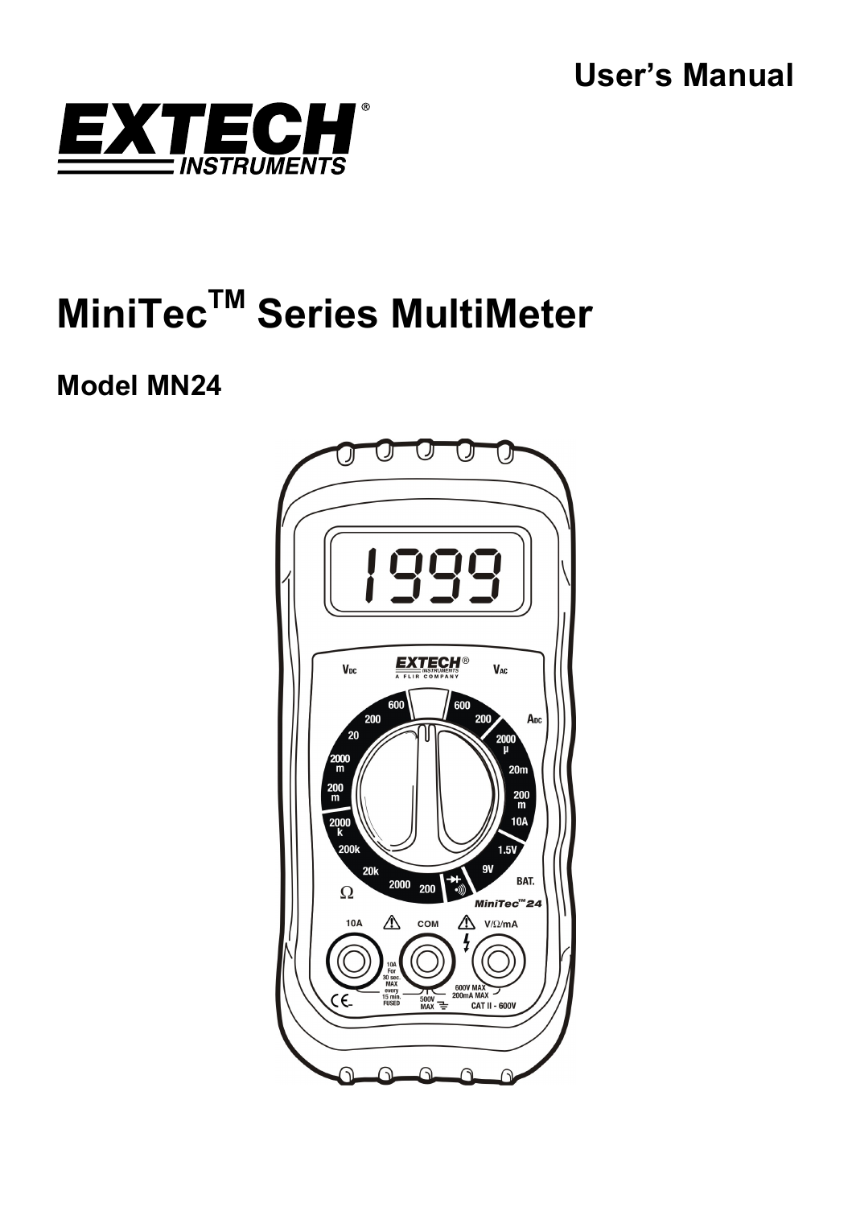User's Manual

EXTECH® INSTRUMENTS

# MiniTec™ Series MultiMeter

## Model MN24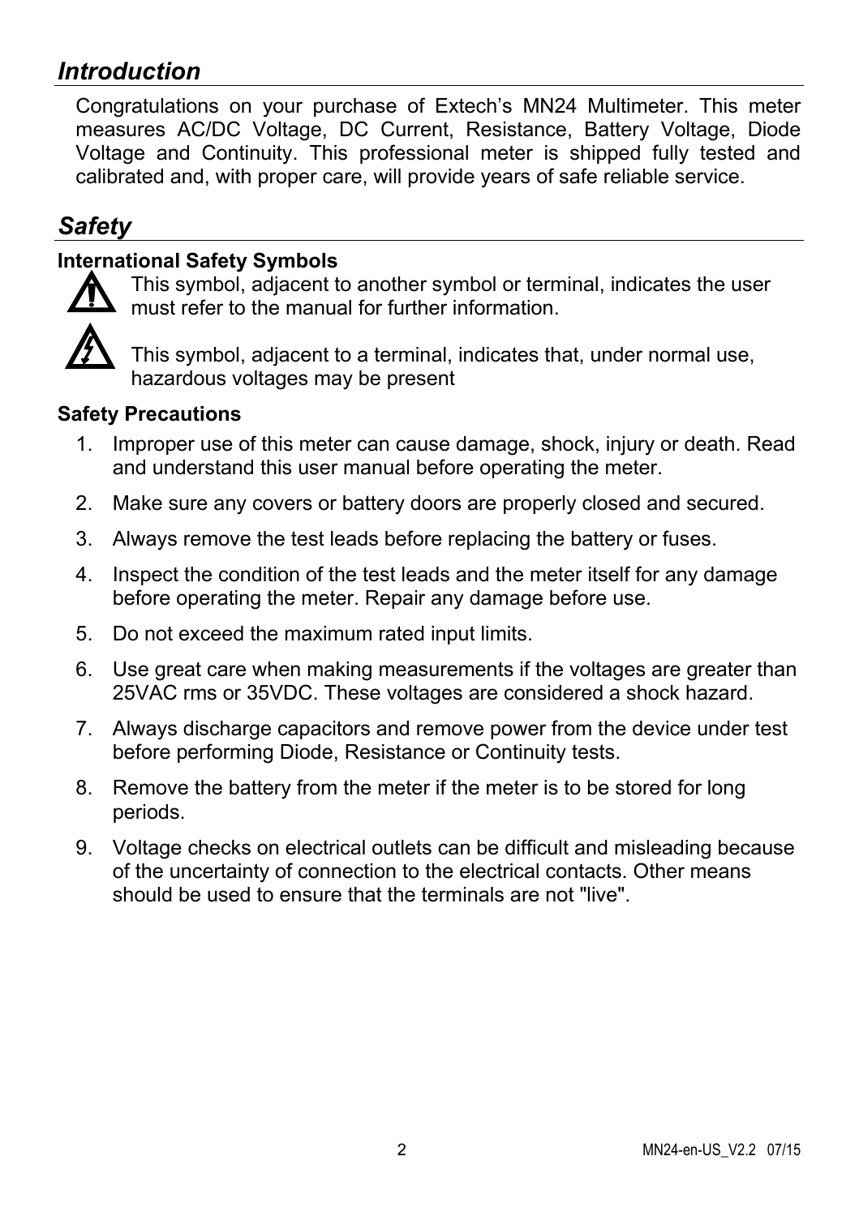## *Introduction*

Congratulations on your purchase of Extech's MN24 Multimeter. This meter measures AC/DC Voltage, DC Current, Resistance, Battery Voltage, Diode Voltage and Continuity. This professional meter is shipped fully tested and calibrated and, with proper care, will provide years of safe reliable service.

## *Safety*

### International Safety Symbols

This symbol, adjacent to another symbol or terminal, indicates the user must refer to the manual for further information.

This symbol, adjacent to a terminal, indicates that, under normal use, hazardous voltages may be present

### Safety Precautions

1. Improper use of this meter can cause damage, shock, injury or death. Read and understand this user manual before operating the meter.
2. Make sure any covers or battery doors are properly closed and secured.
3. Always remove the test leads before replacing the battery or fuses.
4. Inspect the condition of the test leads and the meter itself for any damage before operating the meter. Repair any damage before use.
5. Do not exceed the maximum rated input limits.
6. Use great care when making measurements if the voltages are greater than 25VAC rms or 35VDC. These voltages are considered a shock hazard.
7. Always discharge capacitors and remove power from the device under test before performing Diode, Resistance or Continuity tests.
8. Remove the battery from the meter if the meter is to be stored for long periods.
9. Voltage checks on electrical outlets can be difficult and misleading because of the uncertainty of connection to the electrical contacts. Other means should be used to ensure that the terminals are not "live".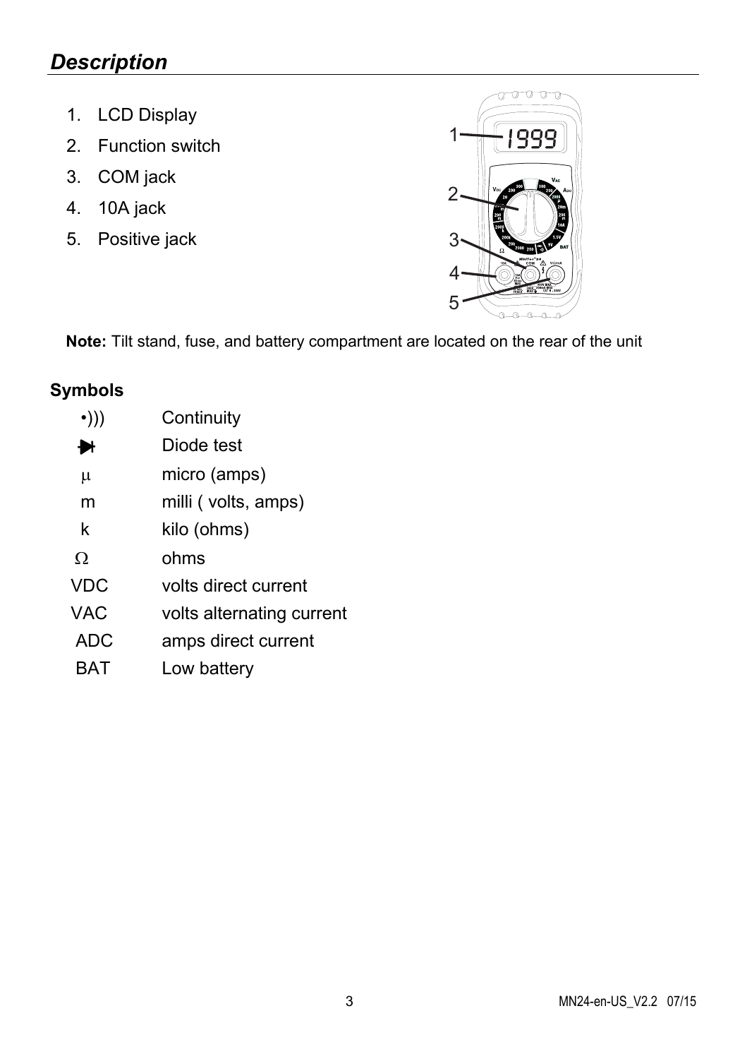## *Description*

1. LCD Display
2. Function switch
3. COM jack
4. 10A jack
5. Positive jack

**Note:** Tilt stand, fuse, and battery compartment are located on the rear of the unit

### Symbols

| | |
|---|---|
| •))) | Continuity |
| ▶\| | Diode test |
| µ | micro (amps) |
| m | milli ( volts, amps) |
| k | kilo (ohms) |
| Ω | ohms |
| VDC | volts direct current |
| VAC | volts alternating current |
| ADC | amps direct current |
| BAT | Low battery |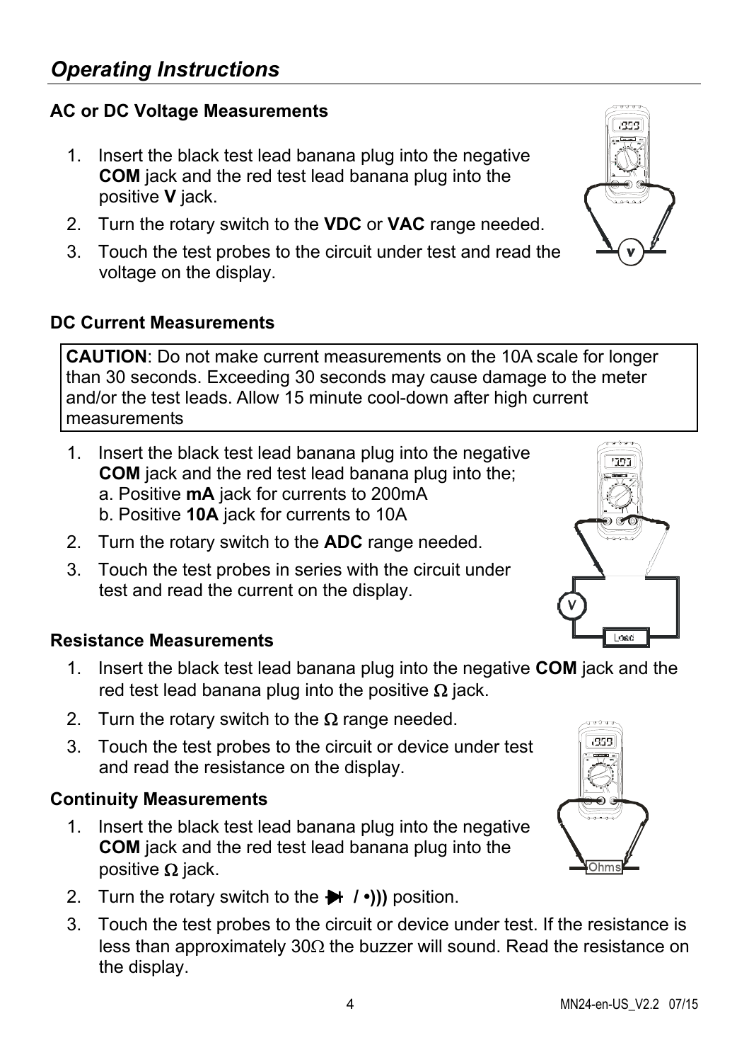## *Operating Instructions*

### AC or DC Voltage Measurements

1. Insert the black test lead banana plug into the negative **COM** jack and the red test lead banana plug into the positive **V** jack.
2. Turn the rotary switch to the **VDC** or **VAC** range needed.
3. Touch the test probes to the circuit under test and read the voltage on the display.

### DC Current Measurements

> **CAUTION**: Do not make current measurements on the 10A scale for longer than 30 seconds. Exceeding 30 seconds may cause damage to the meter and/or the test leads. Allow 15 minute cool-down after high current measurements

1. Insert the black test lead banana plug into the negative **COM** jack and the red test lead banana plug into the;
   a. Positive **mA** jack for currents to 200mA
   b. Positive **10A** jack for currents to 10A
2. Turn the rotary switch to the **ADC** range needed.
3. Touch the test probes in series with the circuit under test and read the current on the display.

### Resistance Measurements

1. Insert the black test lead banana plug into the negative **COM** jack and the red test lead banana plug into the positive Ω jack.
2. Turn the rotary switch to the Ω range needed.
3. Touch the test probes to the circuit or device under test and read the resistance on the display.

### Continuity Measurements

1. Insert the black test lead banana plug into the negative **COM** jack and the red test lead banana plug into the positive Ω jack.
2. Turn the rotary switch to the **⯈|  / •)))** position.
3. Touch the test probes to the circuit or device under test. If the resistance is less than approximately 30Ω the buzzer will sound. Read the resistance on the display.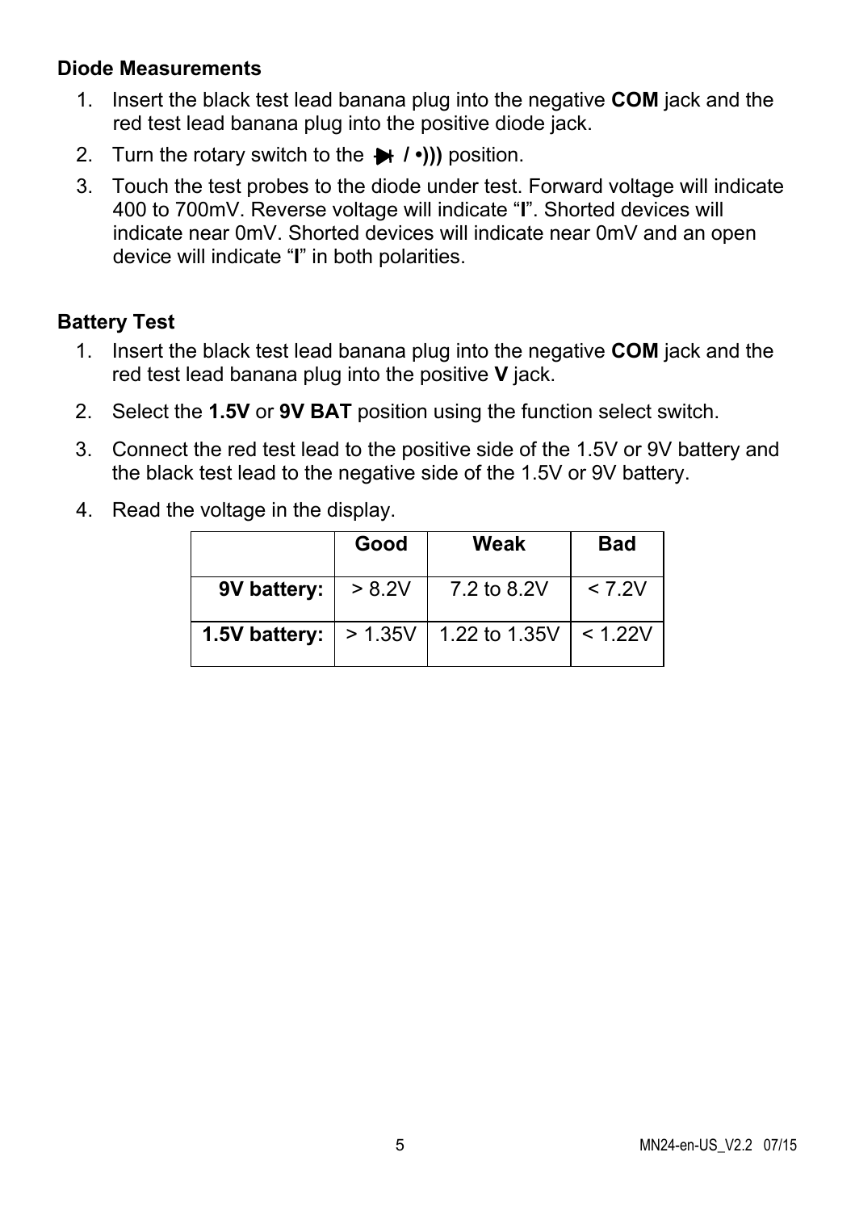**Diode Measurements**

1. Insert the black test lead banana plug into the negative **COM** jack and the red test lead banana plug into the positive diode jack.
2. Turn the rotary switch to the **⏵| / •)))** position.
3. Touch the test probes to the diode under test. Forward voltage will indicate 400 to 700mV. Reverse voltage will indicate "**I**". Shorted devices will indicate near 0mV. Shorted devices will indicate near 0mV and an open device will indicate "**I**" in both polarities.

**Battery Test**

1. Insert the black test lead banana plug into the negative **COM** jack and the red test lead banana plug into the positive **V** jack.
2. Select the **1.5V** or **9V BAT** position using the function select switch.
3. Connect the red test lead to the positive side of the 1.5V or 9V battery and the black test lead to the negative side of the 1.5V or 9V battery.
4. Read the voltage in the display.

| | **Good** | **Weak** | **Bad** |
|---|---|---|---|
| **9V battery:** | > 8.2V | 7.2 to 8.2V | < 7.2V |
| **1.5V battery:** | > 1.35V | 1.22 to 1.35V | < 1.22V |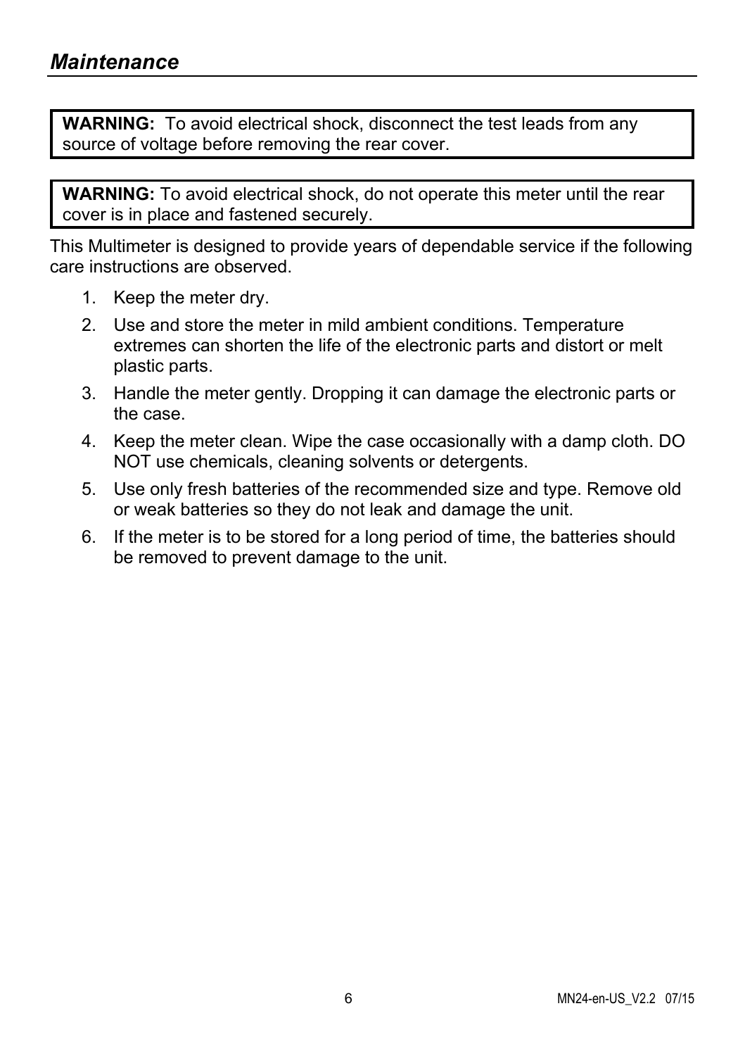## *Maintenance*

**WARNING:** To avoid electrical shock, disconnect the test leads from any source of voltage before removing the rear cover.

**WARNING:** To avoid electrical shock, do not operate this meter until the rear cover is in place and fastened securely.

This Multimeter is designed to provide years of dependable service if the following care instructions are observed.

1. Keep the meter dry.
2. Use and store the meter in mild ambient conditions. Temperature extremes can shorten the life of the electronic parts and distort or melt plastic parts.
3. Handle the meter gently. Dropping it can damage the electronic parts or the case.
4. Keep the meter clean. Wipe the case occasionally with a damp cloth. DO NOT use chemicals, cleaning solvents or detergents.
5. Use only fresh batteries of the recommended size and type. Remove old or weak batteries so they do not leak and damage the unit.
6. If the meter is to be stored for a long period of time, the batteries should be removed to prevent damage to the unit.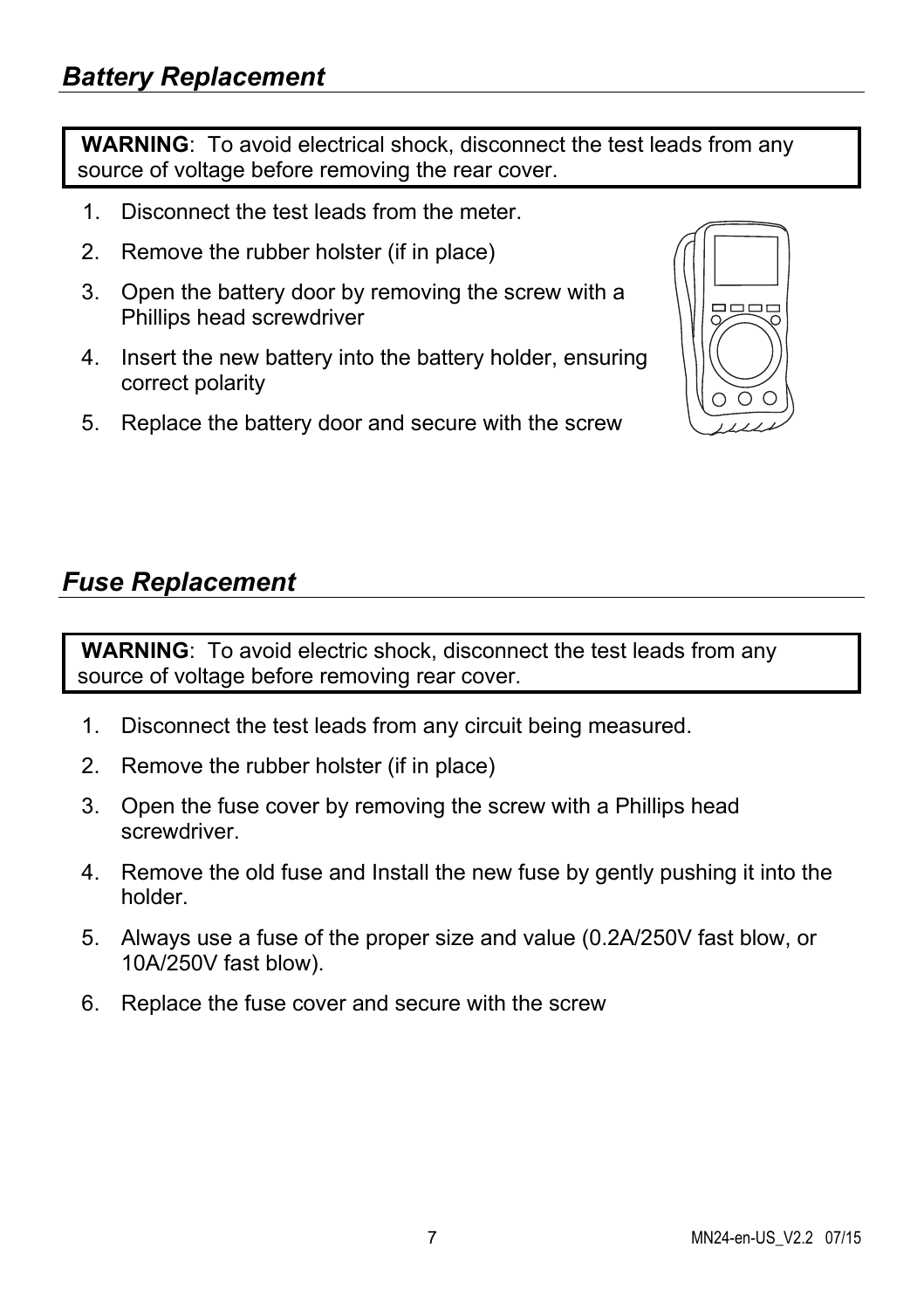## *Battery Replacement*

**WARNING**: To avoid electrical shock, disconnect the test leads from any source of voltage before removing the rear cover.

1. Disconnect the test leads from the meter.
2. Remove the rubber holster (if in place)
3. Open the battery door by removing the screw with a Phillips head screwdriver
4. Insert the new battery into the battery holder, ensuring correct polarity
5. Replace the battery door and secure with the screw

## *Fuse Replacement*

**WARNING**: To avoid electric shock, disconnect the test leads from any source of voltage before removing rear cover.

1. Disconnect the test leads from any circuit being measured.
2. Remove the rubber holster (if in place)
3. Open the fuse cover by removing the screw with a Phillips head screwdriver.
4. Remove the old fuse and Install the new fuse by gently pushing it into the holder.
5. Always use a fuse of the proper size and value (0.2A/250V fast blow, or 10A/250V fast blow).
6. Replace the fuse cover and secure with the screw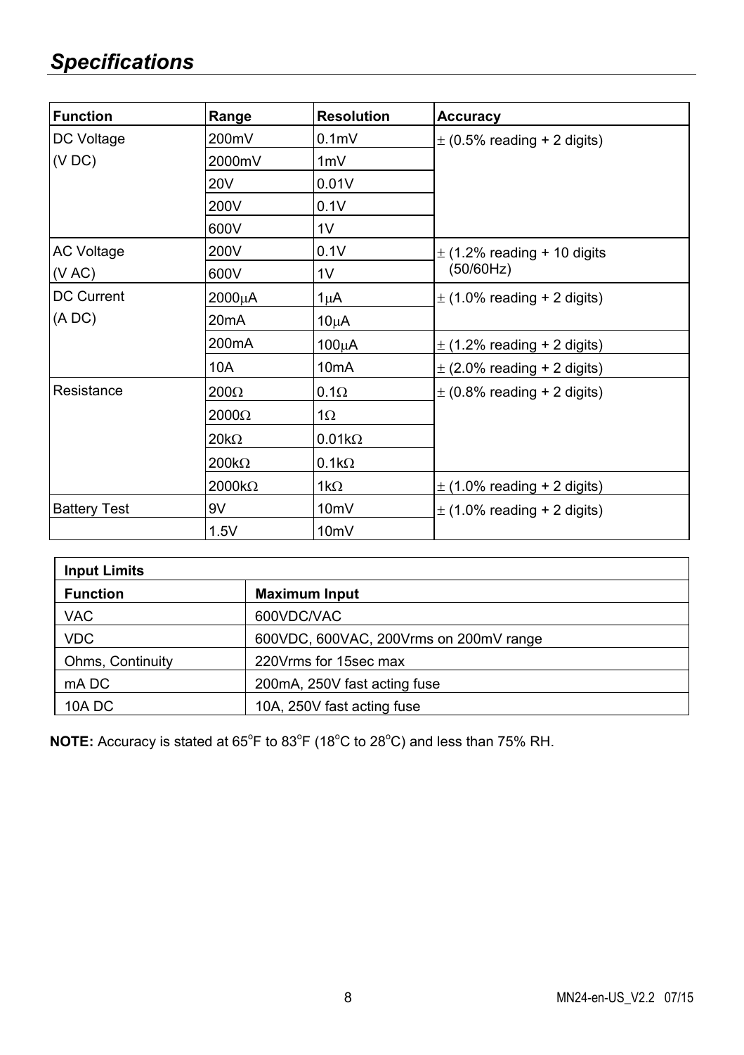# *Specifications*

| Function | Range | Resolution | Accuracy |
|---|---|---|---|
| DC Voltage (V DC) | 200mV | 0.1mV | ± (0.5% reading + 2 digits) |
| | 2000mV | 1mV | |
| | 20V | 0.01V | |
| | 200V | 0.1V | |
| | 600V | 1V | |
| AC Voltage (V AC) | 200V | 0.1V | ± (1.2% reading + 10 digits (50/60Hz) |
| | 600V | 1V | |
| DC Current (A DC) | 2000μA | 1μA | ± (1.0% reading + 2 digits) |
| | 20mA | 10μA | |
| | 200mA | 100μA | ± (1.2% reading + 2 digits) |
| | 10A | 10mA | ± (2.0% reading + 2 digits) |
| Resistance | 200Ω | 0.1Ω | ± (0.8% reading + 2 digits) |
| | 2000Ω | 1Ω | |
| | 20kΩ | 0.01kΩ | |
| | 200kΩ | 0.1kΩ | |
| | 2000kΩ | 1kΩ | ± (1.0% reading + 2 digits) |
| Battery Test | 9V | 10mV | ± (1.0% reading + 2 digits) |
| | 1.5V | 10mV | |

| **Input Limits** | |
|---|---|
| **Function** | **Maximum Input** |
| VAC | 600VDC/VAC |
| VDC | 600VDC, 600VAC, 200Vrms on 200mV range |
| Ohms, Continuity | 220Vrms for 15sec max |
| mA DC | 200mA, 250V fast acting fuse |
| 10A DC | 10A, 250V fast acting fuse |

**NOTE:** Accuracy is stated at 65°F to 83°F (18°C to 28°C) and less than 75% RH.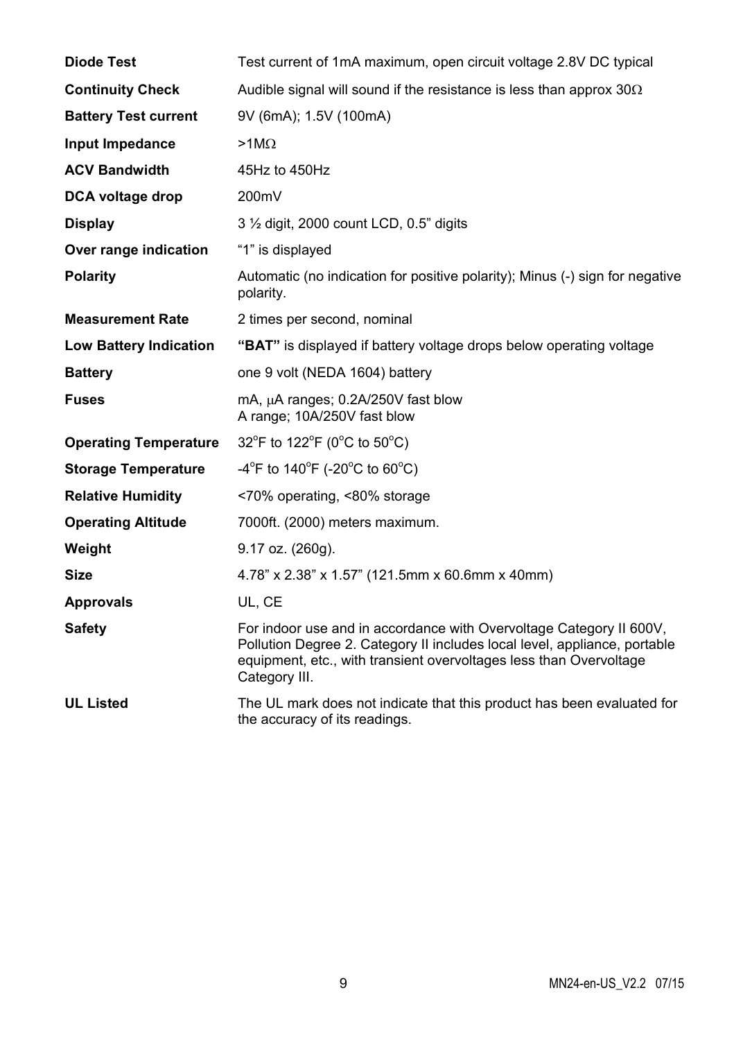| | |
|---|---|
| **Diode Test** | Test current of 1mA maximum, open circuit voltage 2.8V DC typical |
| **Continuity Check** | Audible signal will sound if the resistance is less than approx 30Ω |
| **Battery Test current** | 9V (6mA); 1.5V (100mA) |
| **Input Impedance** | >1MΩ |
| **ACV Bandwidth** | 45Hz to 450Hz |
| **DCA voltage drop** | 200mV |
| **Display** | 3 ½ digit, 2000 count LCD, 0.5" digits |
| **Over range indication** | "1" is displayed |
| **Polarity** | Automatic (no indication for positive polarity); Minus (-) sign for negative polarity. |
| **Measurement Rate** | 2 times per second, nominal |
| **Low Battery Indication** | **"BAT"** is displayed if battery voltage drops below operating voltage |
| **Battery** | one 9 volt (NEDA 1604) battery |
| **Fuses** | mA, μA ranges; 0.2A/250V fast blow<br>A range; 10A/250V fast blow |
| **Operating Temperature** | 32°F to 122°F (0°C to 50°C) |
| **Storage Temperature** | -4°F to 140°F (-20°C to 60°C) |
| **Relative Humidity** | <70% operating, <80% storage |
| **Operating Altitude** | 7000ft. (2000) meters maximum. |
| **Weight** | 9.17 oz. (260g). |
| **Size** | 4.78" x 2.38" x 1.57" (121.5mm x 60.6mm x 40mm) |
| **Approvals** | UL, CE |
| **Safety** | For indoor use and in accordance with Overvoltage Category II 600V, Pollution Degree 2. Category II includes local level, appliance, portable equipment, etc., with transient overvoltages less than Overvoltage Category III. |
| **UL Listed** | The UL mark does not indicate that this product has been evaluated for the accuracy of its readings. |

MN24-en-US_V2.2 07/15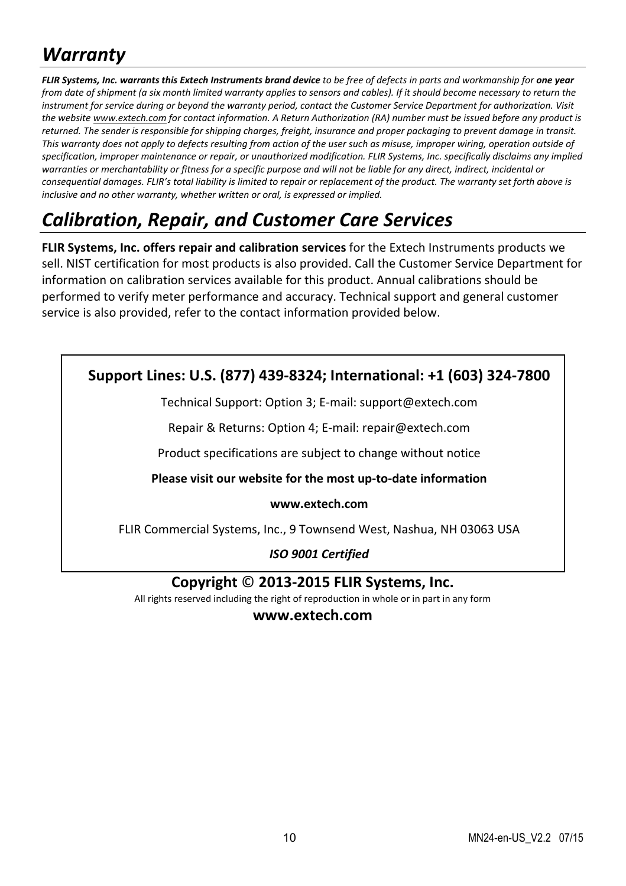# *Warranty*

***FLIR Systems, Inc. warrants this Extech Instruments brand device** to be free of defects in parts and workmanship for **one year** from date of shipment (a six month limited warranty applies to sensors and cables). If it should become necessary to return the instrument for service during or beyond the warranty period, contact the Customer Service Department for authorization. Visit the website www.extech.com for contact information. A Return Authorization (RA) number must be issued before any product is returned. The sender is responsible for shipping charges, freight, insurance and proper packaging to prevent damage in transit. This warranty does not apply to defects resulting from action of the user such as misuse, improper wiring, operation outside of specification, improper maintenance or repair, or unauthorized modification. FLIR Systems, Inc. specifically disclaims any implied warranties or merchantability or fitness for a specific purpose and will not be liable for any direct, indirect, incidental or consequential damages. FLIR's total liability is limited to repair or replacement of the product. The warranty set forth above is inclusive and no other warranty, whether written or oral, is expressed or implied.*

# *Calibration, Repair, and Customer Care Services*

**FLIR Systems, Inc. offers repair and calibration services** for the Extech Instruments products we sell. NIST certification for most products is also provided. Call the Customer Service Department for information on calibration services available for this product. Annual calibrations should be performed to verify meter performance and accuracy. Technical support and general customer service is also provided, refer to the contact information provided below.

**Support Lines: U.S. (877) 439-8324; International: +1 (603) 324-7800**

Technical Support: Option 3; E-mail: support@extech.com

Repair & Returns: Option 4; E-mail: repair@extech.com

Product specifications are subject to change without notice

**Please visit our website for the most up-to-date information**

**www.extech.com**

FLIR Commercial Systems, Inc., 9 Townsend West, Nashua, NH 03063 USA

***ISO 9001 Certified***

**Copyright © 2013-2015 FLIR Systems, Inc.**

All rights reserved including the right of reproduction in whole or in part in any form

**www.extech.com**

MN24-en-US_V2.2 07/15